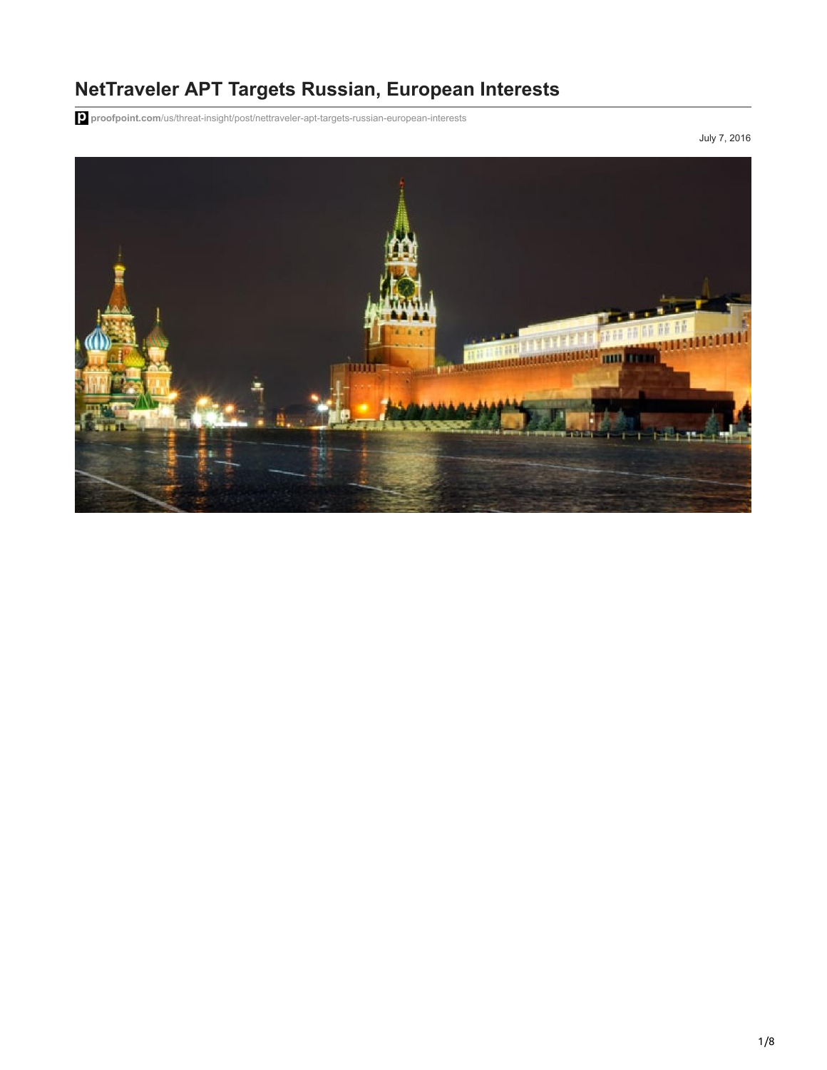# NetTraveler APT Targets Russian, European Interests

proofpoint.com/us/threat-insight/post/nettraveler-apt-targets-russian-european-interests

July 7, 2016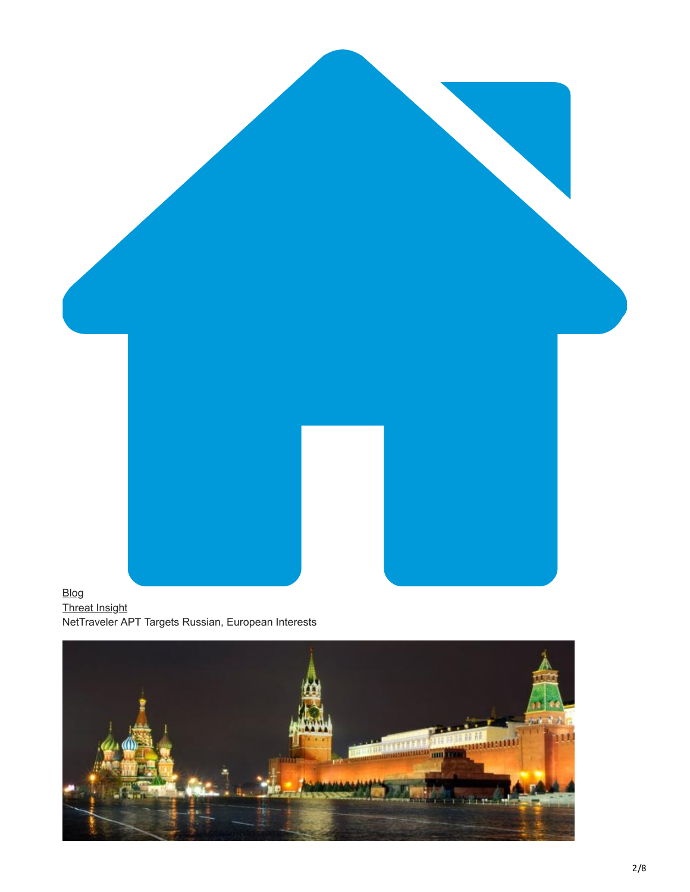Blog
Threat Insight
NetTraveler APT Targets Russian, European Interests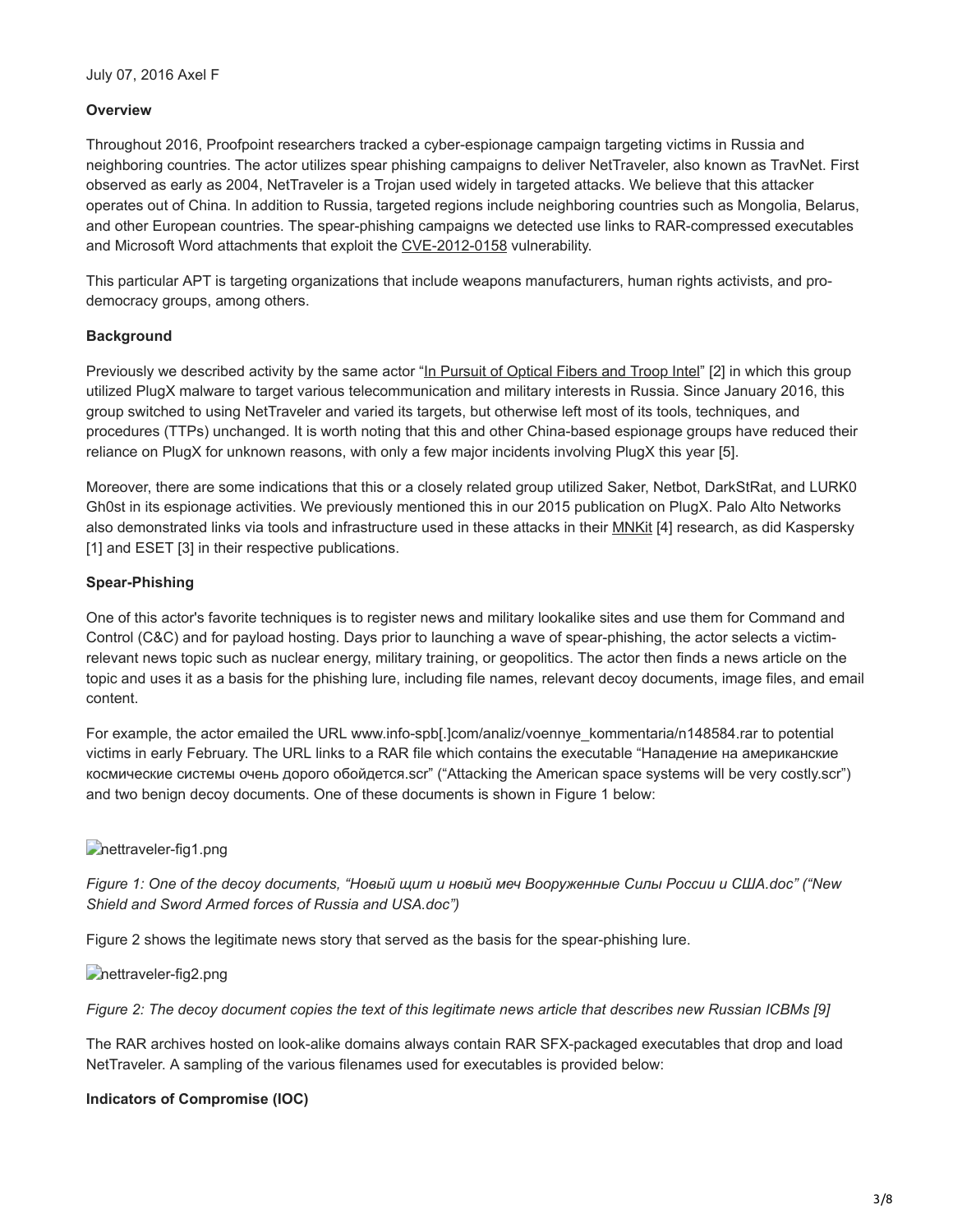July 07, 2016 Axel F

**Overview**

Throughout 2016, Proofpoint researchers tracked a cyber-espionage campaign targeting victims in Russia and neighboring countries. The actor utilizes spear phishing campaigns to deliver NetTraveler, also known as TravNet. First observed as early as 2004, NetTraveler is a Trojan used widely in targeted attacks. We believe that this attacker operates out of China. In addition to Russia, targeted regions include neighboring countries such as Mongolia, Belarus, and other European countries. The spear-phishing campaigns we detected use links to RAR-compressed executables and Microsoft Word attachments that exploit the CVE-2012-0158 vulnerability.

This particular APT is targeting organizations that include weapons manufacturers, human rights activists, and pro-democracy groups, among others.

**Background**

Previously we described activity by the same actor "In Pursuit of Optical Fibers and Troop Intel" [2] in which this group utilized PlugX malware to target various telecommunication and military interests in Russia. Since January 2016, this group switched to using NetTraveler and varied its targets, but otherwise left most of its tools, techniques, and procedures (TTPs) unchanged. It is worth noting that this and other China-based espionage groups have reduced their reliance on PlugX for unknown reasons, with only a few major incidents involving PlugX this year [5].

Moreover, there are some indications that this or a closely related group utilized Saker, Netbot, DarkStRat, and LURK0 Gh0st in its espionage activities. We previously mentioned this in our 2015 publication on PlugX. Palo Alto Networks also demonstrated links via tools and infrastructure used in these attacks in their MNKit [4] research, as did Kaspersky [1] and ESET [3] in their respective publications.

**Spear-Phishing**

One of this actor's favorite techniques is to register news and military lookalike sites and use them for Command and Control (C&C) and for payload hosting. Days prior to launching a wave of spear-phishing, the actor selects a victim-relevant news topic such as nuclear energy, military training, or geopolitics. The actor then finds a news article on the topic and uses it as a basis for the phishing lure, including file names, relevant decoy documents, image files, and email content.

For example, the actor emailed the URL www.info-spb[.]com/analiz/voennye_kommentaria/n148584.rar to potential victims in early February. The URL links to a RAR file which contains the executable "Нападение на американские космические системы очень дорого обойдется.scr" ("Attacking the American space systems will be very costly.scr") and two benign decoy documents. One of these documents is shown in Figure 1 below:

nettraveler-fig1.png

*Figure 1: One of the decoy documents, "Новый щит и новый меч Вооруженные Силы России и США.doc" ("New Shield and Sword Armed forces of Russia and USA.doc")*

Figure 2 shows the legitimate news story that served as the basis for the spear-phishing lure.

nettraveler-fig2.png

*Figure 2: The decoy document copies the text of this legitimate news article that describes new Russian ICBMs [9]*

The RAR archives hosted on look-alike domains always contain RAR SFX-packaged executables that drop and load NetTraveler. A sampling of the various filenames used for executables is provided below:

**Indicators of Compromise (IOC)**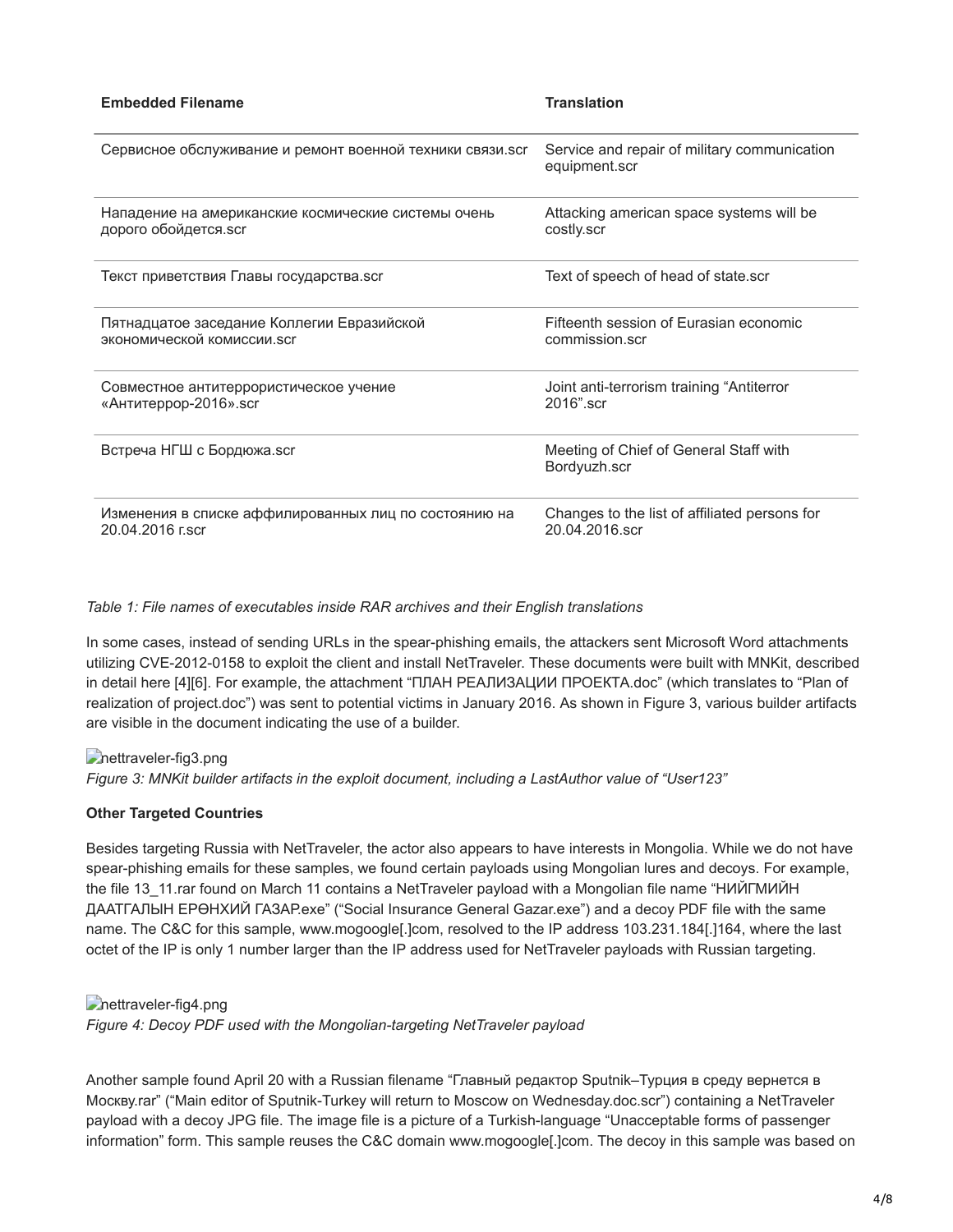| Embedded Filename | Translation |
| --- | --- |
| Сервисное обслуживание и ремонт военной техники связи.scr | Service and repair of military communication equipment.scr |
| Нападение на американские космические системы очень дорого обойдется.scr | Attacking american space systems will be costly.scr |
| Текст приветствия Главы государства.scr | Text of speech of head of state.scr |
| Пятнадцатое заседание Коллегии Евразийской экономической комиссии.scr | Fifteenth session of Eurasian economic commission.scr |
| Совместное антитеррористическое учение «Антитеррор-2016».scr | Joint anti-terrorism training "Antiterror 2016".scr |
| Встреча НГШ с Бордюжа.scr | Meeting of Chief of General Staff with Bordyuzh.scr |
| Изменения в списке аффилированных лиц по состоянию на 20.04.2016 г.scr | Changes to the list of affiliated persons for 20.04.2016.scr |

*Table 1: File names of executables inside RAR archives and their English translations*

In some cases, instead of sending URLs in the spear-phishing emails, the attackers sent Microsoft Word attachments utilizing CVE-2012-0158 to exploit the client and install NetTraveler. These documents were built with MNKit, described in detail here [4][6]. For example, the attachment "ПЛАН РЕАЛИЗАЦИИ ПРОЕКТА.doc" (which translates to "Plan of realization of project.doc") was sent to potential victims in January 2016. As shown in Figure 3, various builder artifacts are visible in the document indicating the use of a builder.

nettraveler-fig3.png

*Figure 3: MNKit builder artifacts in the exploit document, including a LastAuthor value of "User123"*

**Other Targeted Countries**

Besides targeting Russia with NetTraveler, the actor also appears to have interests in Mongolia. While we do not have spear-phishing emails for these samples, we found certain payloads using Mongolian lures and decoys. For example, the file 13_11.rar found on March 11 contains a NetTraveler payload with a Mongolian file name "НИЙГМИЙН ДААТГАЛЫН ЕРӨНХИЙ ГАЗАР.exe" ("Social Insurance General Gazar.exe") and a decoy PDF file with the same name. The C&C for this sample, www.mogoogle[.]com, resolved to the IP address 103.231.184[.]164, where the last octet of the IP is only 1 number larger than the IP address used for NetTraveler payloads with Russian targeting.

nettraveler-fig4.png

*Figure 4: Decoy PDF used with the Mongolian-targeting NetTraveler payload*

Another sample found April 20 with a Russian filename "Главный редактор Sputnik–Турция в среду вернется в Москву.rar" ("Main editor of Sputnik-Turkey will return to Moscow on Wednesday.doc.scr") containing a NetTraveler payload with a decoy JPG file. The image file is a picture of a Turkish-language "Unacceptable forms of passenger information" form. This sample reuses the C&C domain www.mogoogle[.]com. The decoy in this sample was based on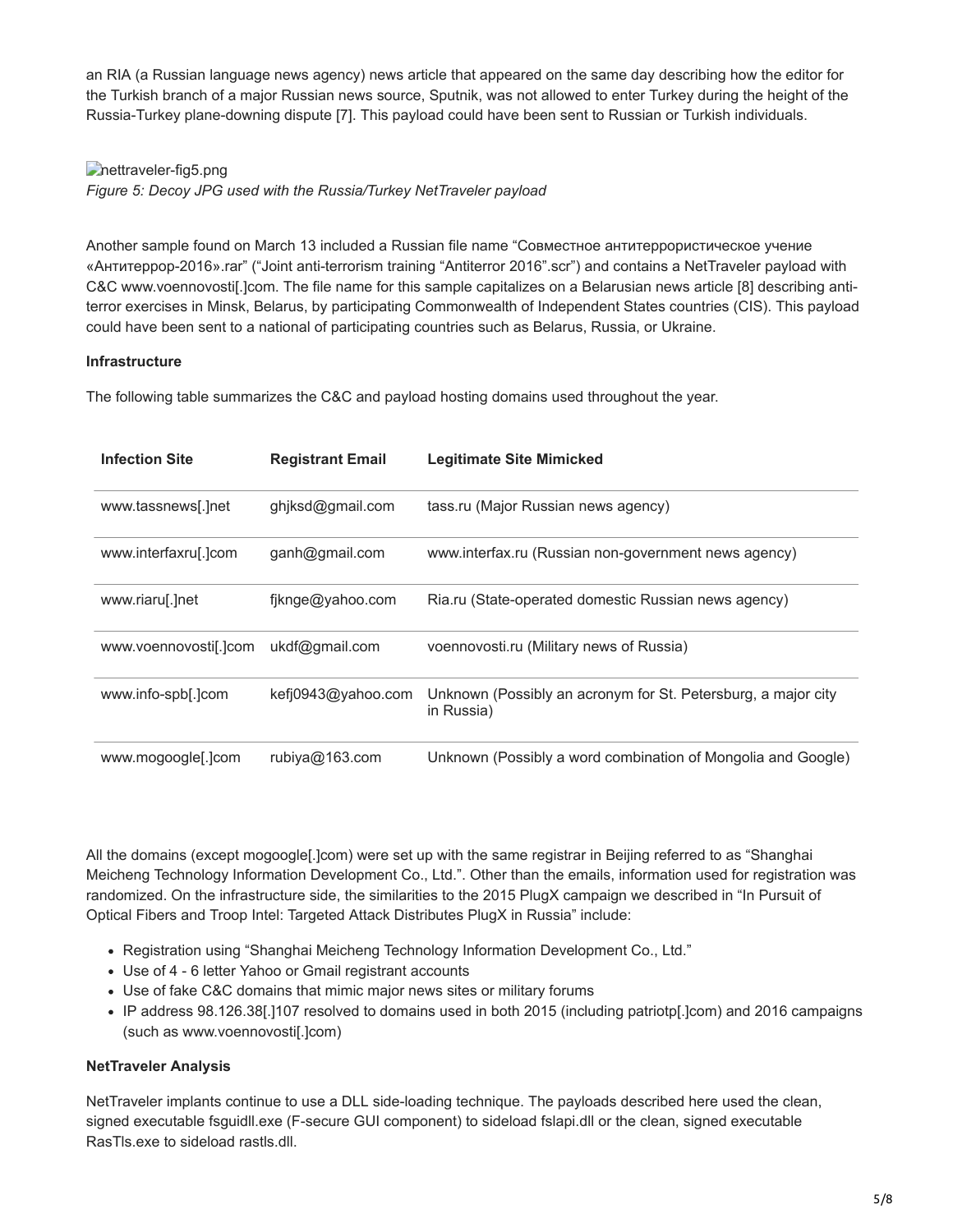an RIA (a Russian language news agency) news article that appeared on the same day describing how the editor for the Turkish branch of a major Russian news source, Sputnik, was not allowed to enter Turkey during the height of the Russia-Turkey plane-downing dispute [7]. This payload could have been sent to Russian or Turkish individuals.

nettraveler-fig5.png

*Figure 5: Decoy JPG used with the Russia/Turkey NetTraveler payload*

Another sample found on March 13 included a Russian file name "Совместное антитеррористическое учение «Антитеррор-2016».rar" ("Joint anti-terrorism training "Antiterror 2016".scr") and contains a NetTraveler payload with C&C www.voennovosti[.]com. The file name for this sample capitalizes on a Belarusian news article [8] describing anti-terror exercises in Minsk, Belarus, by participating Commonwealth of Independent States countries (CIS). This payload could have been sent to a national of participating countries such as Belarus, Russia, or Ukraine.

**Infrastructure**

The following table summarizes the C&C and payload hosting domains used throughout the year.

| Infection Site | Registrant Email | Legitimate Site Mimicked |
|---|---|---|
| www.tassnews[.]net | ghjksd@gmail.com | tass.ru (Major Russian news agency) |
| www.interfaxru[.]com | ganh@gmail.com | www.interfax.ru (Russian non-government news agency) |
| www.riaru[.]net | fjknge@yahoo.com | Ria.ru (State-operated domestic Russian news agency) |
| www.voennovosti[.]com | ukdf@gmail.com | voennovosti.ru (Military news of Russia) |
| www.info-spb[.]com | kefj0943@yahoo.com | Unknown (Possibly an acronym for St. Petersburg, a major city in Russia) |
| www.mogoogle[.]com | rubiya@163.com | Unknown (Possibly a word combination of Mongolia and Google) |

All the domains (except mogoogle[.]com) were set up with the same registrar in Beijing referred to as "Shanghai Meicheng Technology Information Development Co., Ltd.". Other than the emails, information used for registration was randomized. On the infrastructure side, the similarities to the 2015 PlugX campaign we described in "In Pursuit of Optical Fibers and Troop Intel: Targeted Attack Distributes PlugX in Russia" include:

- Registration using "Shanghai Meicheng Technology Information Development Co., Ltd."
- Use of 4 - 6 letter Yahoo or Gmail registrant accounts
- Use of fake C&C domains that mimic major news sites or military forums
- IP address 98.126.38[.]107 resolved to domains used in both 2015 (including patriotp[.]com) and 2016 campaigns (such as www.voennovosti[.]com)

**NetTraveler Analysis**

NetTraveler implants continue to use a DLL side-loading technique. The payloads described here used the clean, signed executable fsguidll.exe (F-secure GUI component) to sideload fslapi.dll or the clean, signed executable RasTls.exe to sideload rastls.dll.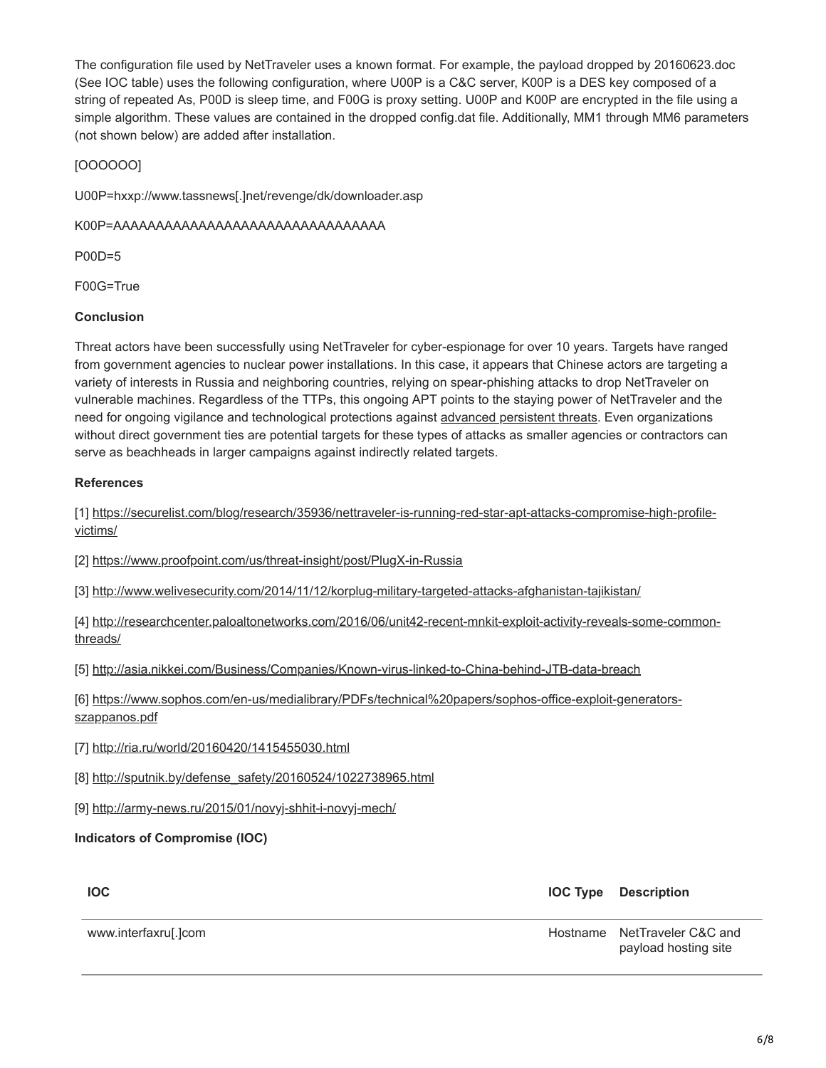The configuration file used by NetTraveler uses a known format. For example, the payload dropped by 20160623.doc (See IOC table) uses the following configuration, where U00P is a C&C server, K00P is a DES key composed of a string of repeated As, P00D is sleep time, and F00G is proxy setting. U00P and K00P are encrypted in the file using a simple algorithm. These values are contained in the dropped config.dat file. Additionally, MM1 through MM6 parameters (not shown below) are added after installation.

[OOOOOO]

U00P=hxxp://www.tassnews[.]net/revenge/dk/downloader.asp

K00P=AAAAAAAAAAAAAAAAAAAAAAAAAAAAAAAA

P00D=5

F00G=True

**Conclusion**

Threat actors have been successfully using NetTraveler for cyber-espionage for over 10 years. Targets have ranged from government agencies to nuclear power installations. In this case, it appears that Chinese actors are targeting a variety of interests in Russia and neighboring countries, relying on spear-phishing attacks to drop NetTraveler on vulnerable machines. Regardless of the TTPs, this ongoing APT points to the staying power of NetTraveler and the need for ongoing vigilance and technological protections against advanced persistent threats. Even organizations without direct government ties are potential targets for these types of attacks as smaller agencies or contractors can serve as beachheads in larger campaigns against indirectly related targets.

**References**

[1] https://securelist.com/blog/research/35936/nettraveler-is-running-red-star-apt-attacks-compromise-high-profile-victims/

[2] https://www.proofpoint.com/us/threat-insight/post/PlugX-in-Russia

[3] http://www.welivesecurity.com/2014/11/12/korplug-military-targeted-attacks-afghanistan-tajikistan/

[4] http://researchcenter.paloaltonetworks.com/2016/06/unit42-recent-mnkit-exploit-activity-reveals-some-common-threads/

[5] http://asia.nikkei.com/Business/Companies/Known-virus-linked-to-China-behind-JTB-data-breach

[6] https://www.sophos.com/en-us/medialibrary/PDFs/technical%20papers/sophos-office-exploit-generators-szappanos.pdf

[7] http://ria.ru/world/20160420/1415455030.html

[8] http://sputnik.by/defense_safety/20160524/1022738965.html

[9] http://army-news.ru/2015/01/novyj-shhit-i-novyj-mech/

**Indicators of Compromise (IOC)**

| IOC | IOC Type | Description |
|---|---|---|
| www.interfaxru[.]com | Hostname | NetTraveler C&C and payload hosting site |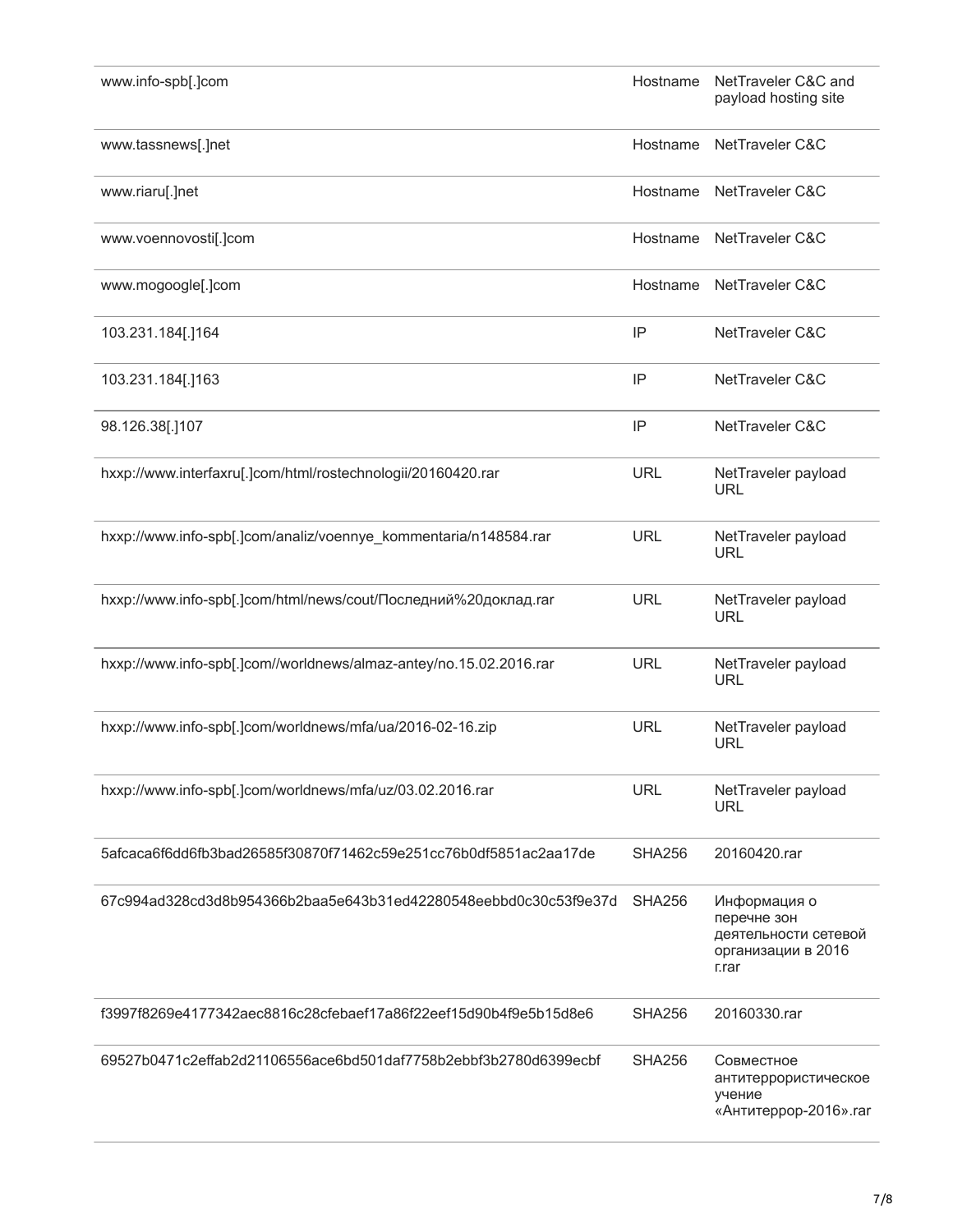| | | |
|---|---|---|
| www.info-spb[.]com | Hostname | NetTraveler C&C and payload hosting site |
| www.tassnews[.]net | Hostname | NetTraveler C&C |
| www.riaru[.]net | Hostname | NetTraveler C&C |
| www.voennovosti[.]com | Hostname | NetTraveler C&C |
| www.mogoogle[.]com | Hostname | NetTraveler C&C |
| 103.231.184[.]164 | IP | NetTraveler C&C |
| 103.231.184[.]163 | IP | NetTraveler C&C |
| 98.126.38[.]107 | IP | NetTraveler C&C |
| hxxp://www.interfaxru[.]com/html/rostechnologii/20160420.rar | URL | NetTraveler payload URL |
| hxxp://www.info-spb[.]com/analiz/voennye_kommentaria/n148584.rar | URL | NetTraveler payload URL |
| hxxp://www.info-spb[.]com/html/news/cout/Последний%20доклад.rar | URL | NetTraveler payload URL |
| hxxp://www.info-spb[.]com//worldnews/almaz-antey/no.15.02.2016.rar | URL | NetTraveler payload URL |
| hxxp://www.info-spb[.]com/worldnews/mfa/ua/2016-02-16.zip | URL | NetTraveler payload URL |
| hxxp://www.info-spb[.]com/worldnews/mfa/uz/03.02.2016.rar | URL | NetTraveler payload URL |
| 5afcaca6f6dd6fb3bad26585f30870f71462c59e251cc76b0df5851ac2aa17de | SHA256 | 20160420.rar |
| 67c994ad328cd3d8b954366b2baa5e643b31ed42280548eebbd0c30c53f9e37d | SHA256 | Информация о перечне зон деятельности сетевой организации в 2016 г.rar |
| f3997f8269e4177342aec8816c28cfebaef17a86f22eef15d90b4f9e5b15d8e6 | SHA256 | 20160330.rar |
| 69527b0471c2effab2d21106556ace6bd501daf7758b2ebbf3b2780d6399ecbf | SHA256 | Совместное антитеррористическое учение «Антитеррор-2016».rar |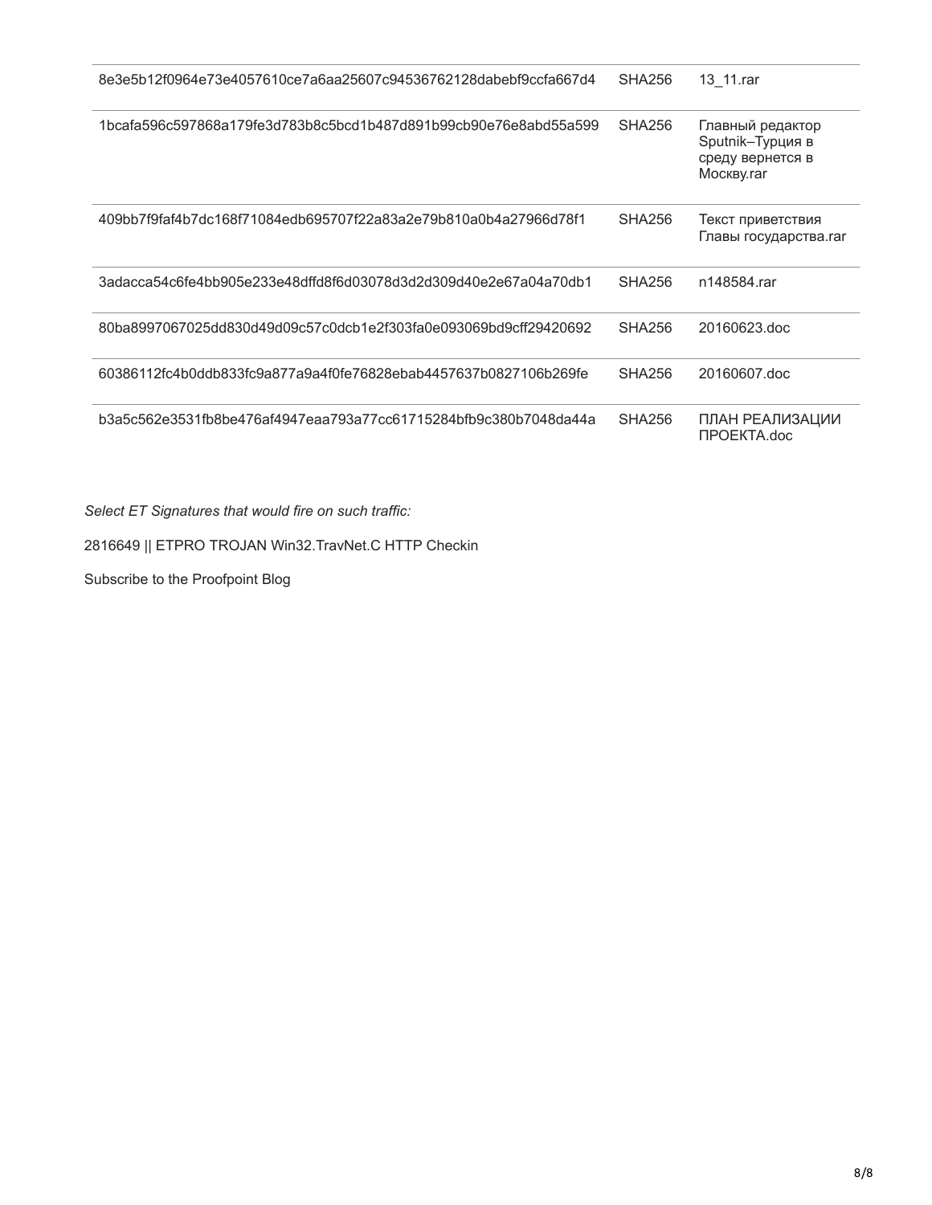| | | |
|---|---|---|
| 8e3e5b12f0964e73e4057610ce7a6aa25607c94536762128dabebf9ccfa667d4 | SHA256 | 13_11.rar |
| 1bcafa596c597868a179fe3d783b8c5bcd1b487d891b99cb90e76e8abd55a599 | SHA256 | Главный редактор Sputnik–Турция в среду вернется в Москву.rar |
| 409bb7f9faf4b7dc168f71084edb695707f22a83a2e79b810a0b4a27966d78f1 | SHA256 | Текст приветствия Главы государства.rar |
| 3adacca54c6fe4bb905e233e48dffd8f6d03078d3d2d309d40e2e67a04a70db1 | SHA256 | n148584.rar |
| 80ba8997067025dd830d49d09c57c0dcb1e2f303fa0e093069bd9cff29420692 | SHA256 | 20160623.doc |
| 60386112fc4b0ddb833fc9a877a9a4f0fe76828ebab4457637b0827106b269fe | SHA256 | 20160607.doc |
| b3a5c562e3531fb8be476af4947eaa793a77cc61715284bfb9c380b7048da44a | SHA256 | ПЛАН РЕАЛИЗАЦИИ ПРОЕКТА.doc |

*Select ET Signatures that would fire on such traffic:*

2816649 || ETPRO TROJAN Win32.TravNet.C HTTP Checkin

Subscribe to the Proofpoint Blog